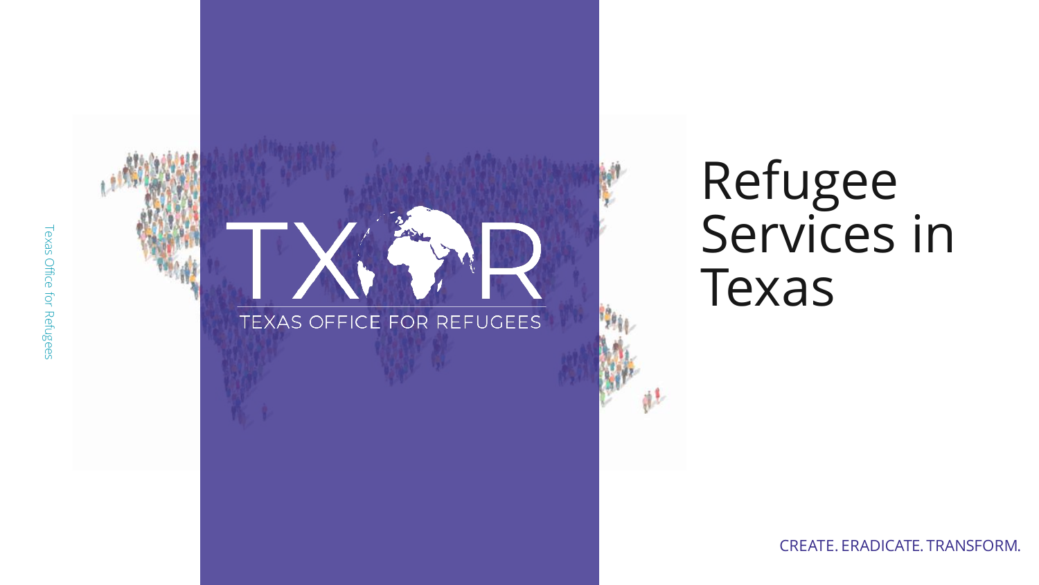TXOR

TEXAS OFFICE FOR REFUGEES

# Refugee Services in Texas

CREATE. ERADICATE. TRANSFORM.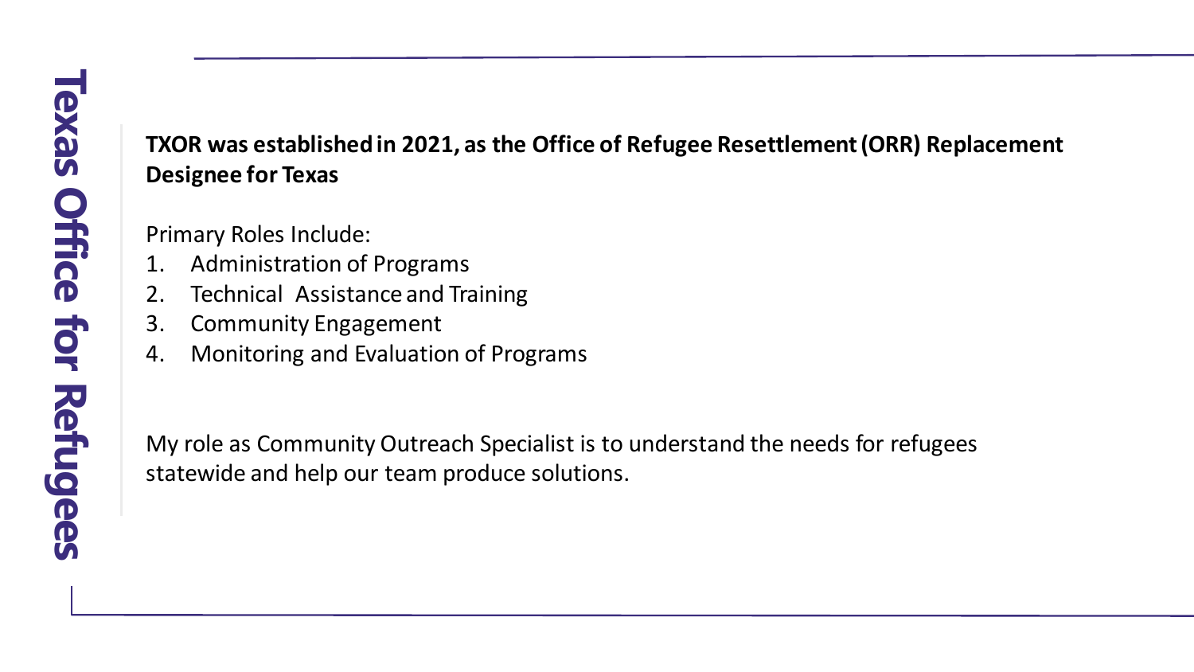# Texas Office for Refugees

**TXOR was established in 2021, as the Office of Refugee Resettlement (ORR) Replacement Designee for Texas**

Primary Roles Include:

1. Administration of Programs
2. Technical Assistance and Training
3. Community Engagement
4. Monitoring and Evaluation of Programs

My role as Community Outreach Specialist is to understand the needs for refugees statewide and help our team produce solutions.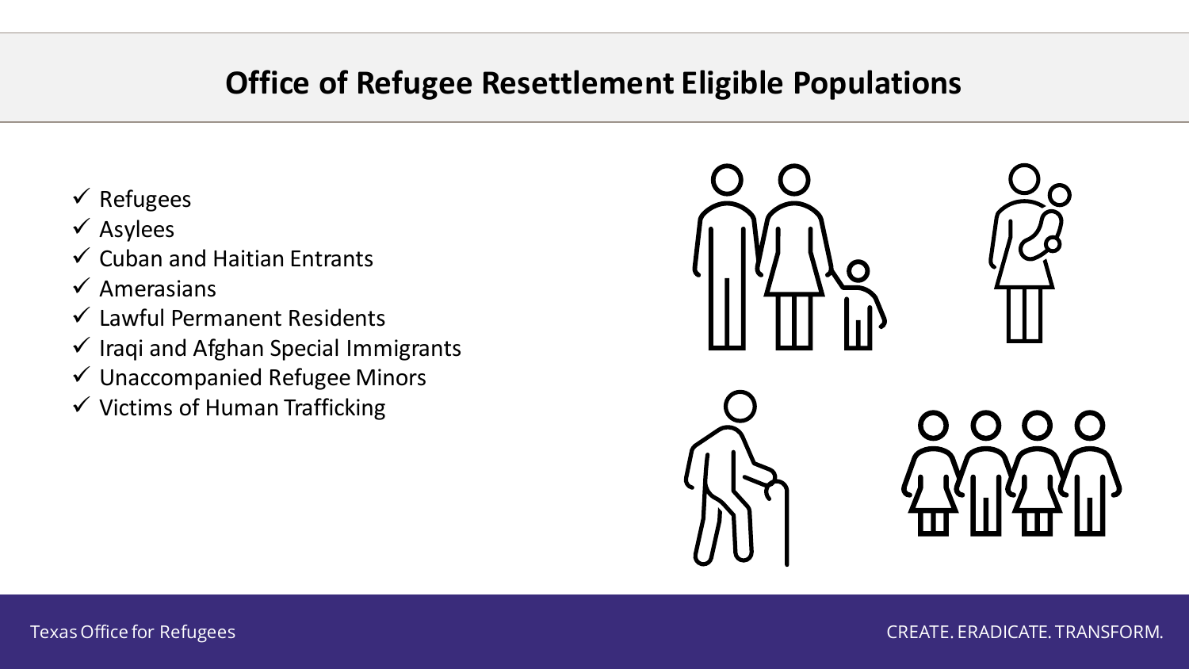# Office of Refugee Resettlement Eligible Populations

- ✓ Refugees
- ✓ Asylees
- ✓ Cuban and Haitian Entrants
- ✓ Amerasians
- ✓ Lawful Permanent Residents
- ✓ Iraqi and Afghan Special Immigrants
- ✓ Unaccompanied Refugee Minors
- ✓ Victims of Human Trafficking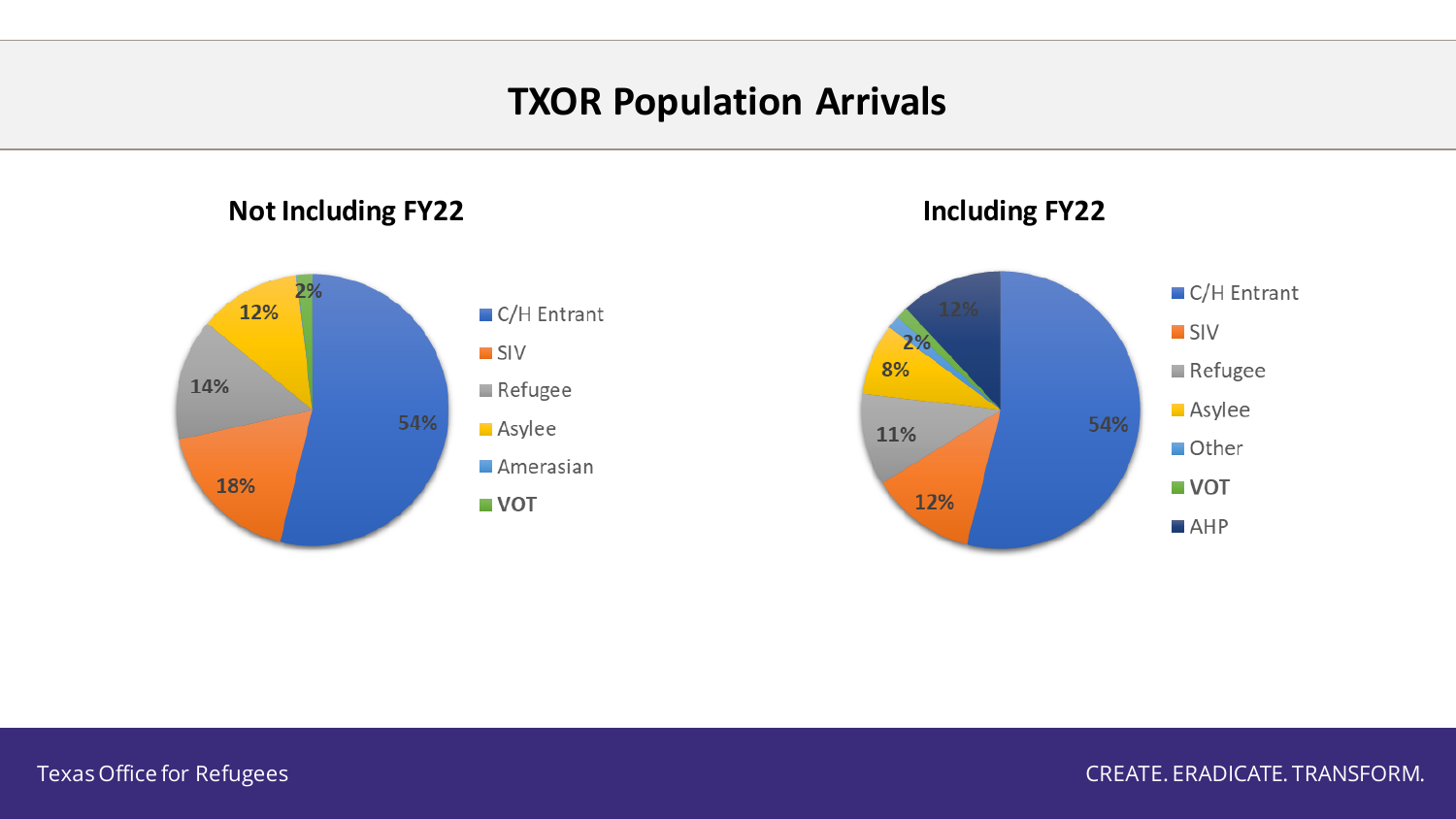# TXOR Population Arrivals

## Not Including FY22

| Population | Percentage |
|---|---|
| C/H Entrant | 54% |
| SIV | 18% |
| Refugee | 14% |
| Asylee | 12% |
| Amerasian | |
| VOT | 2% |

## Including FY22

| Population | Percentage |
|---|---|
| C/H Entrant | 54% |
| SIV | 12% |
| Refugee | 11% |
| Asylee | 8% |
| Other | 2% |
| VOT | |
| AHP | 12% |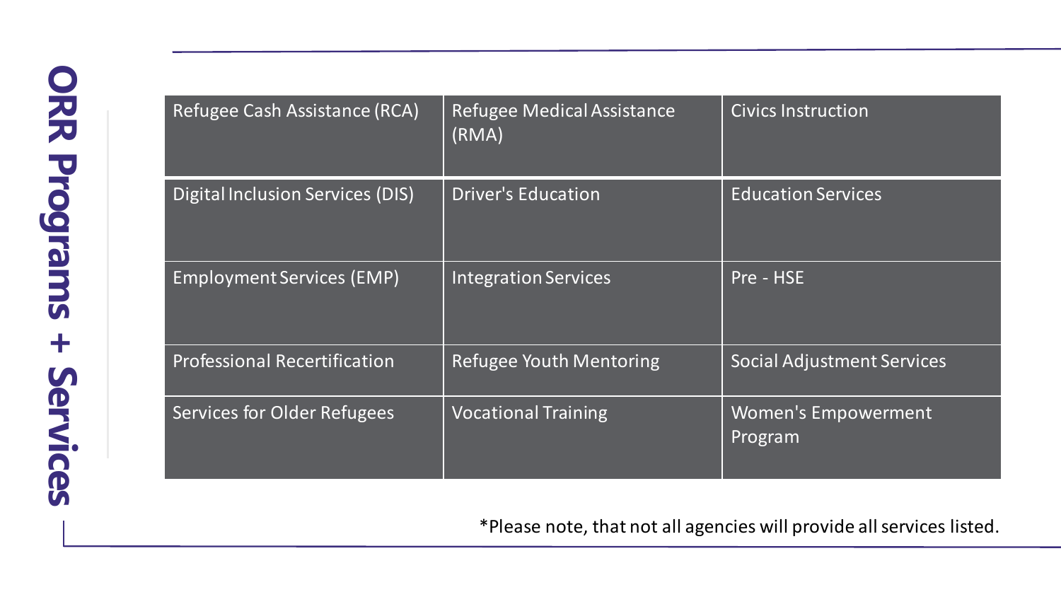# ORR Programs + Services

| | | |
|---|---|---|
| Refugee Cash Assistance (RCA) | Refugee Medical Assistance (RMA) | Civics Instruction |
| Digital Inclusion Services (DIS) | Driver's Education | Education Services |
| Employment Services (EMP) | Integration Services | Pre - HSE |
| Professional Recertification | Refugee Youth Mentoring | Social Adjustment Services |
| Services for Older Refugees | Vocational Training | Women's Empowerment Program |

*Please note, that not all agencies will provide all services listed.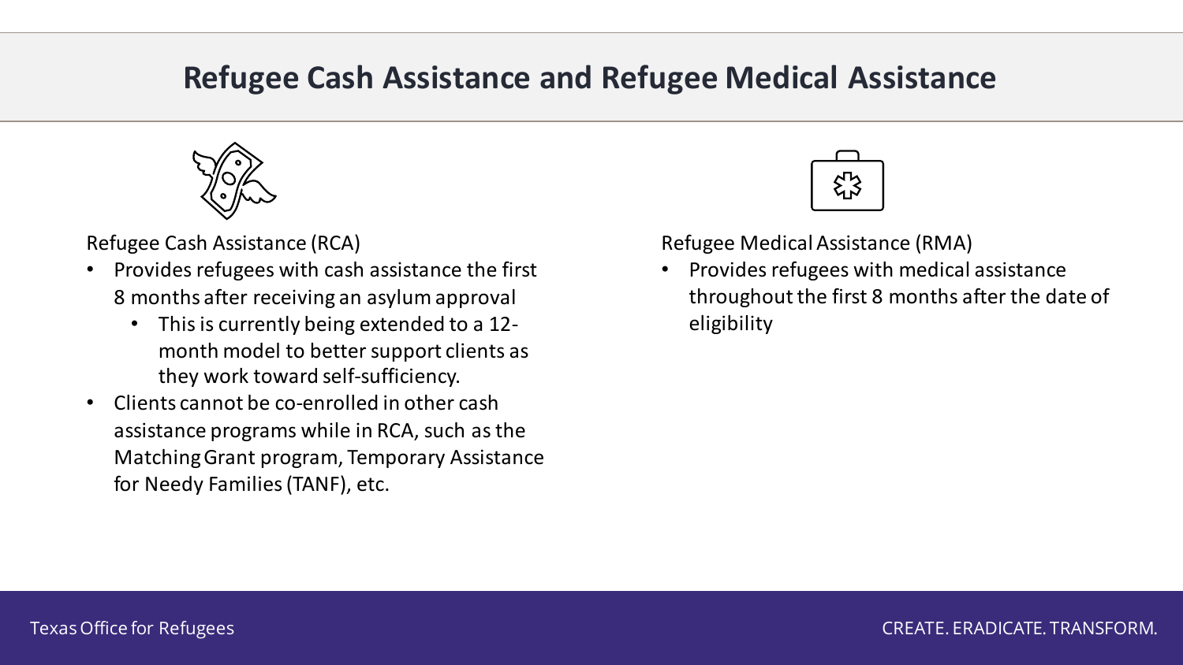# Refugee Cash Assistance and Refugee Medical Assistance

Refugee Cash Assistance (RCA)

- Provides refugees with cash assistance the first 8 months after receiving an asylum approval
  - This is currently being extended to a 12-month model to better support clients as they work toward self-sufficiency.
- Clients cannot be co-enrolled in other cash assistance programs while in RCA, such as the Matching Grant program, Temporary Assistance for Needy Families (TANF), etc.

Refugee Medical Assistance (RMA)

- Provides refugees with medical assistance throughout the first 8 months after the date of eligibility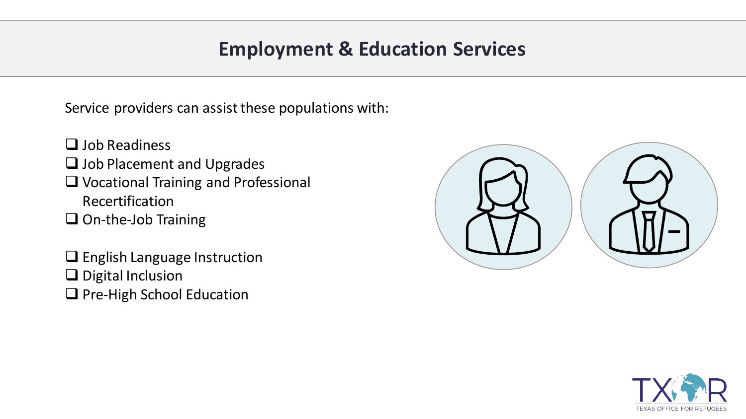# Employment & Education Services

Service providers can assist these populations with:

- [ ] Job Readiness
- [ ] Job Placement and Upgrades
- [ ] Vocational Training and Professional Recertification
- [ ] On-the-Job Training

- [ ] English Language Instruction
- [ ] Digital Inclusion
- [ ] Pre-High School Education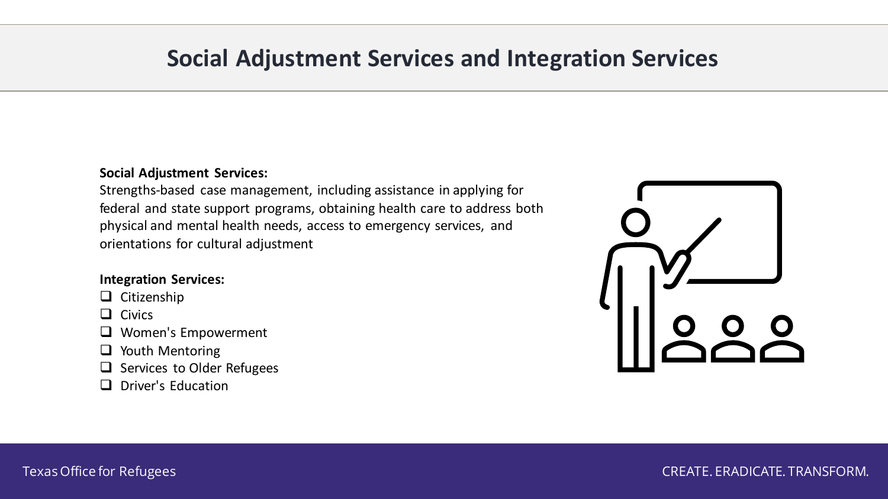# Social Adjustment Services and Integration Services

**Social Adjustment Services:**

Strengths-based case management, including assistance in applying for federal and state support programs, obtaining health care to address both physical and mental health needs, access to emergency services, and orientations for cultural adjustment

**Integration Services:**

- Citizenship
- Civics
- Women's Empowerment
- Youth Mentoring
- Services to Older Refugees
- Driver's Education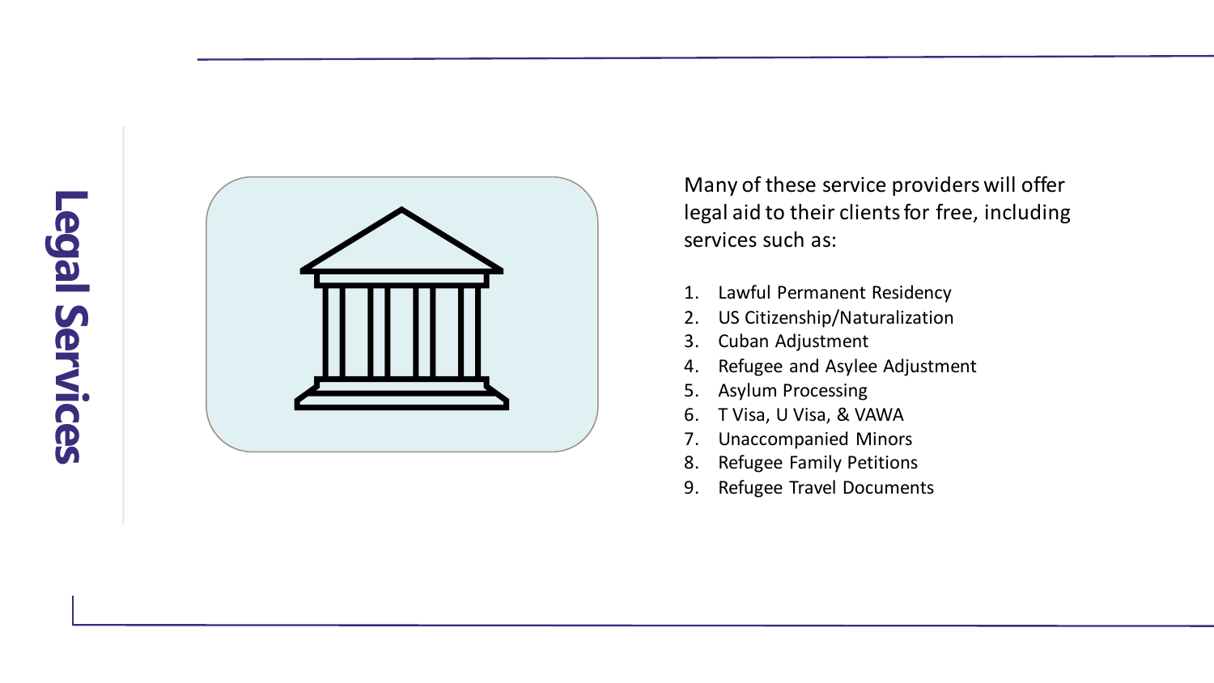# Legal Services

Many of these service providers will offer legal aid to their clients for free, including services such as:

1. Lawful Permanent Residency
2. US Citizenship/Naturalization
3. Cuban Adjustment
4. Refugee and Asylee Adjustment
5. Asylum Processing
6. T Visa, U Visa, & VAWA
7. Unaccompanied Minors
8. Refugee Family Petitions
9. Refugee Travel Documents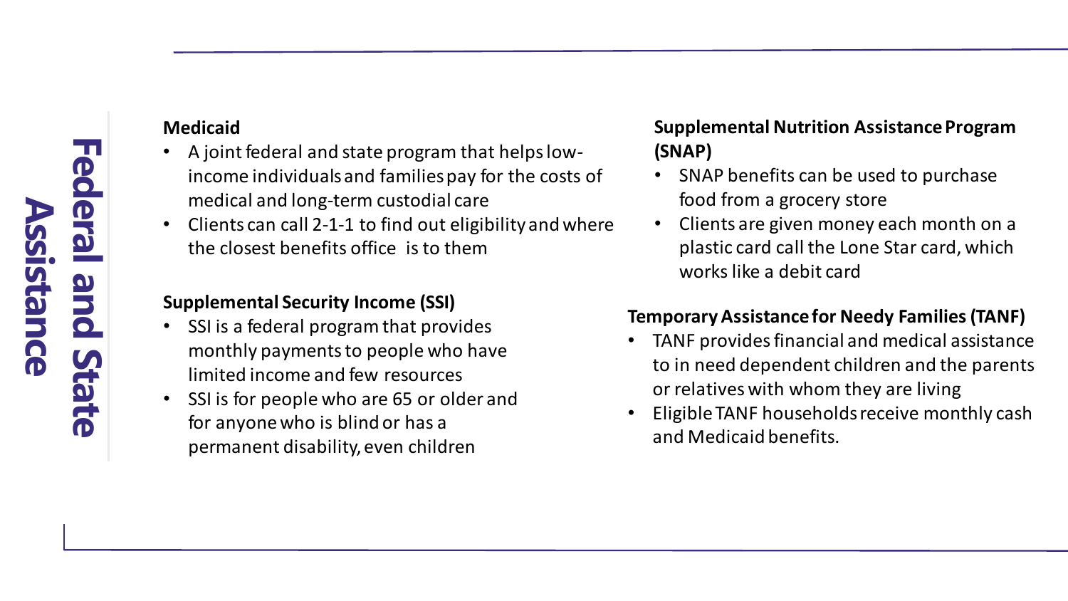# Federal and State Assistance

**Medicaid**

- A joint federal and state program that helps low-income individuals and families pay for the costs of medical and long-term custodial care
- Clients can call 2-1-1 to find out eligibility and where the closest benefits office is to them

**Supplemental Security Income (SSI)**

- SSI is a federal program that provides monthly payments to people who have limited income and few resources
- SSI is for people who are 65 or older and for anyone who is blind or has a permanent disability, even children

**Supplemental Nutrition Assistance Program (SNAP)**

- SNAP benefits can be used to purchase food from a grocery store
- Clients are given money each month on a plastic card call the Lone Star card, which works like a debit card

**Temporary Assistance for Needy Families (TANF)**

- TANF provides financial and medical assistance to in need dependent children and the parents or relatives with whom they are living
- Eligible TANF households receive monthly cash and Medicaid benefits.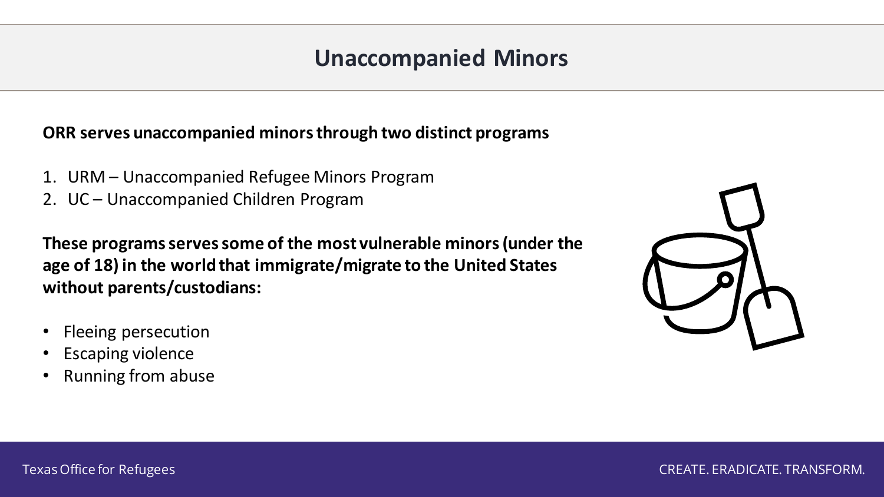# Unaccompanied Minors

**ORR serves unaccompanied minors through two distinct programs**

1. URM – Unaccompanied Refugee Minors Program
2. UC – Unaccompanied Children Program

**These programs serves some of the most vulnerable minors (under the age of 18) in the world that immigrate/migrate to the United States without parents/custodians:**

- Fleeing persecution
- Escaping violence
- Running from abuse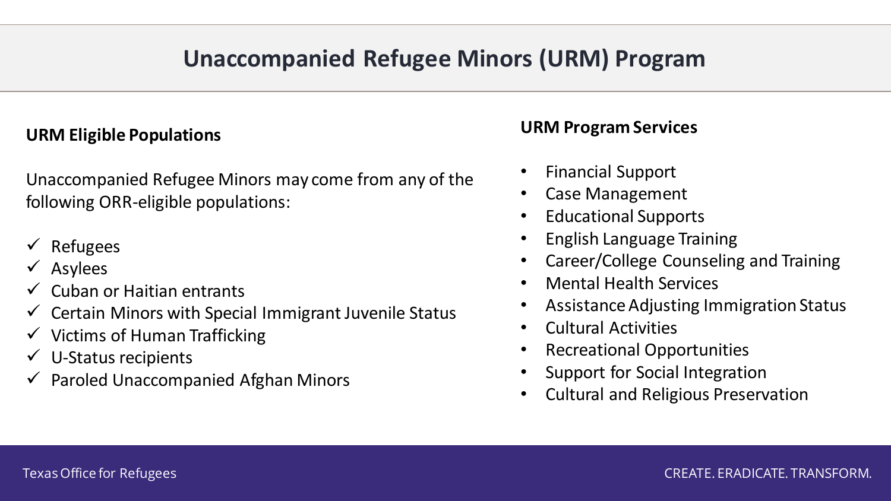# Unaccompanied Refugee Minors (URM) Program

## URM Eligible Populations

Unaccompanied Refugee Minors may come from any of the following ORR-eligible populations:

- ✓ Refugees
- ✓ Asylees
- ✓ Cuban or Haitian entrants
- ✓ Certain Minors with Special Immigrant Juvenile Status
- ✓ Victims of Human Trafficking
- ✓ U-Status recipients
- ✓ Paroled Unaccompanied Afghan Minors

## URM Program Services

- Financial Support
- Case Management
- Educational Supports
- English Language Training
- Career/College Counseling and Training
- Mental Health Services
- Assistance Adjusting Immigration Status
- Cultural Activities
- Recreational Opportunities
- Support for Social Integration
- Cultural and Religious Preservation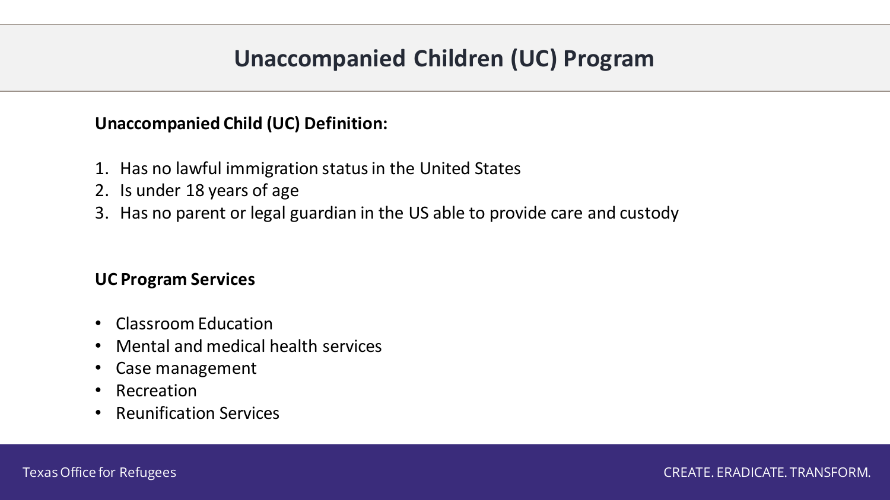# Unaccompanied Children (UC) Program

**Unaccompanied Child (UC) Definition:**

1. Has no lawful immigration status in the United States
2. Is under 18 years of age
3. Has no parent or legal guardian in the US able to provide care and custody

**UC Program Services**

- Classroom Education
- Mental and medical health services
- Case management
- Recreation
- Reunification Services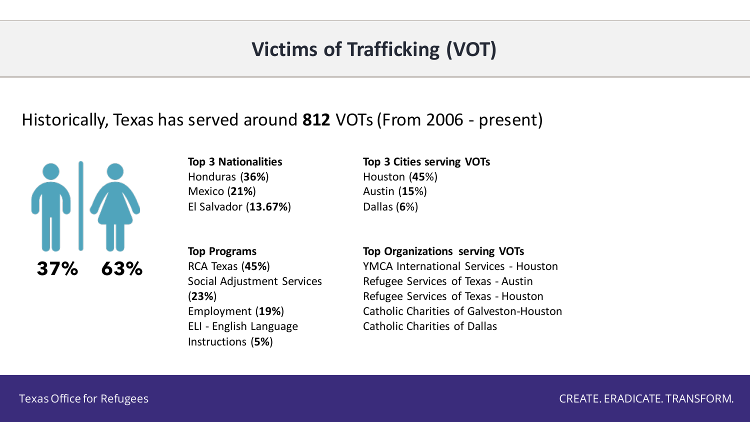# Victims of Trafficking (VOT)

Historically, Texas has served around **812** VOTs (From 2006 - present)

**37%** **63%**

**Top 3 Nationalities**
Honduras (**36%**)
Mexico (**21%**)
El Salvador (**13.67%**)

**Top 3 Cities serving VOTs**
Houston (**45**%)
Austin (**15**%)
Dallas (**6**%)

**Top Programs**
RCA Texas (**45%**)
Social Adjustment Services (**23%**)
Employment (**19%**)
ELI - English Language Instructions (**5%**)

**Top Organizations serving VOTs**
YMCA International Services - Houston
Refugee Services of Texas - Austin
Refugee Services of Texas - Houston
Catholic Charities of Galveston-Houston
Catholic Charities of Dallas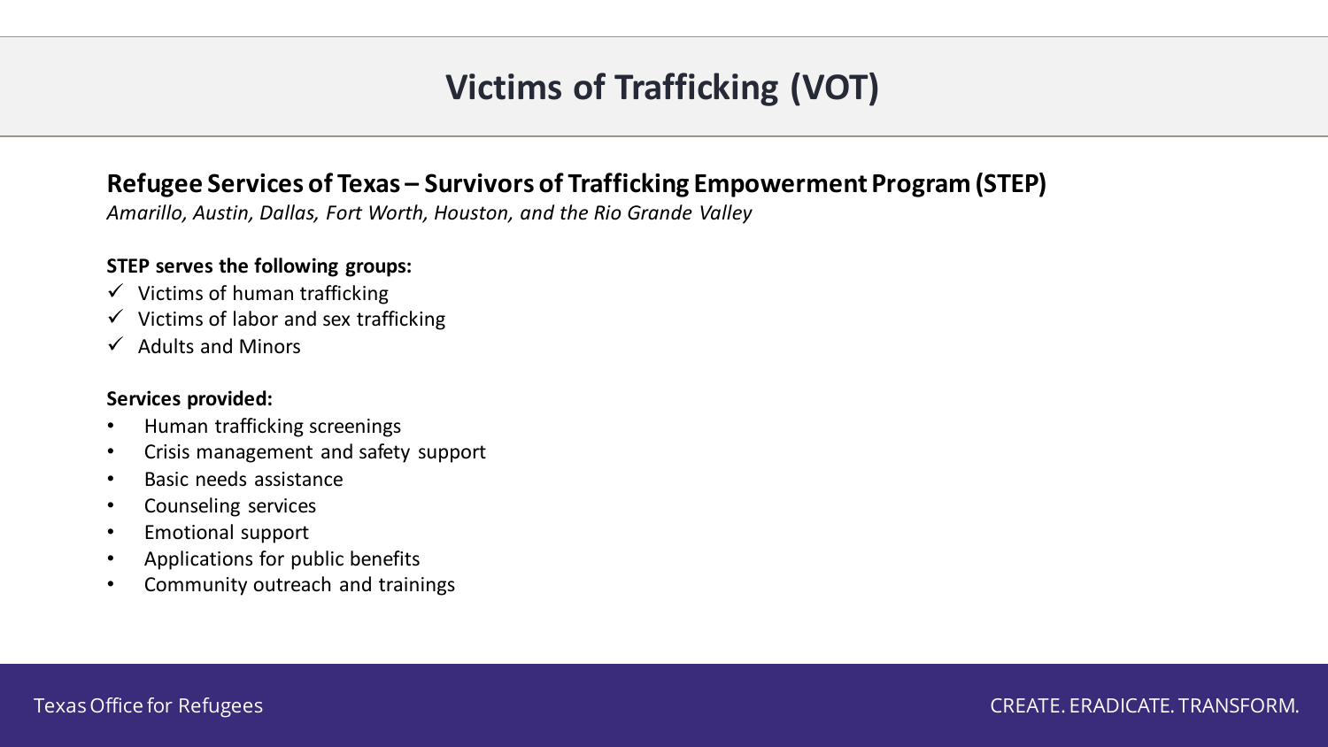# Victims of Trafficking (VOT)

## Refugee Services of Texas – Survivors of Trafficking Empowerment Program (STEP)

*Amarillo, Austin, Dallas, Fort Worth, Houston, and the Rio Grande Valley*

**STEP serves the following groups:**

- ✓ Victims of human trafficking
- ✓ Victims of labor and sex trafficking
- ✓ Adults and Minors

**Services provided:**

- Human trafficking screenings
- Crisis management and safety support
- Basic needs assistance
- Counseling services
- Emotional support
- Applications for public benefits
- Community outreach and trainings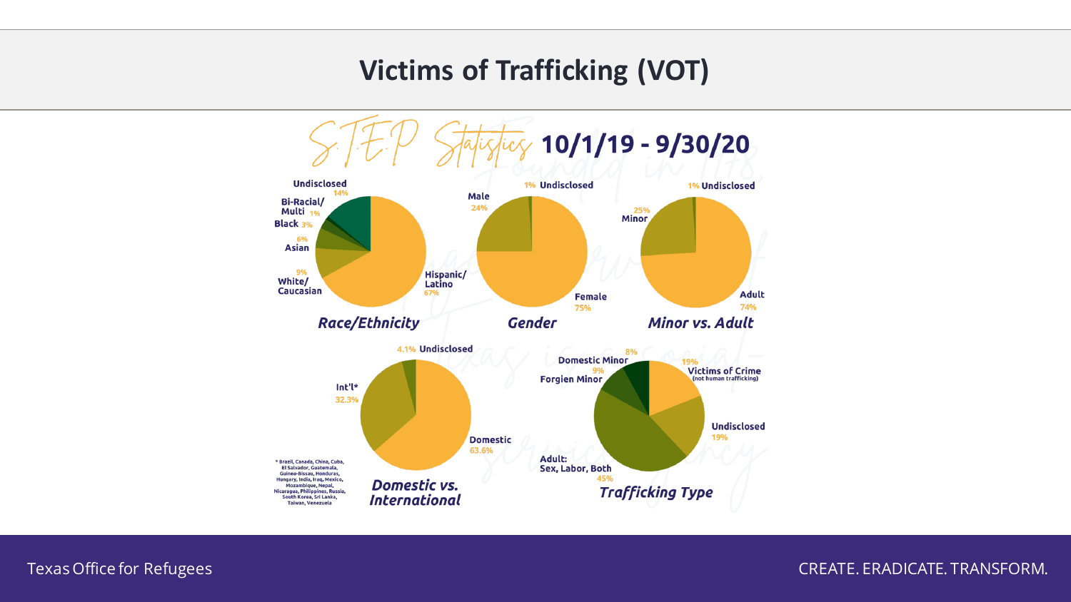# Victims of Trafficking (VOT)

## S.T.E.P Statistics 10/1/19 - 9/30/20

**Race/Ethnicity**

- Undisclosed 14%
- Bi-Racial/ Multi 1%
- Black 3%
- Asian 6%
- White/ Caucasian 9%
- Hispanic/ Latino 67%

**Gender**

- Male 24%
- 1% Undisclosed
- Female 75%

**Minor vs. Adult**

- 1% Undisclosed
- 25% Minor
- Adult 74%

**Domestic vs. International**

- 4.1% Undisclosed
- Int'l* 32.3%
- Domestic 63.6%

* Brazil, Canada, China, Cuba, El Salvador, Guatemala, Guinea-Bissau, Honduras, Hungary, India, Iraq, Mexico, Mozambique, Nepal, Nicaragua, Philippines, Russia, South Korea, Sri Lanka, Taiwan, Venezuela

**Trafficking Type**

- Domestic Minor 8%
- 9% Forgien Minor
- 19% Victims of Crime (not human trafficking)
- Undisclosed 19%
- Adult: Sex, Labor, Both 45%

CREATE. ERADICATE. TRANSFORM.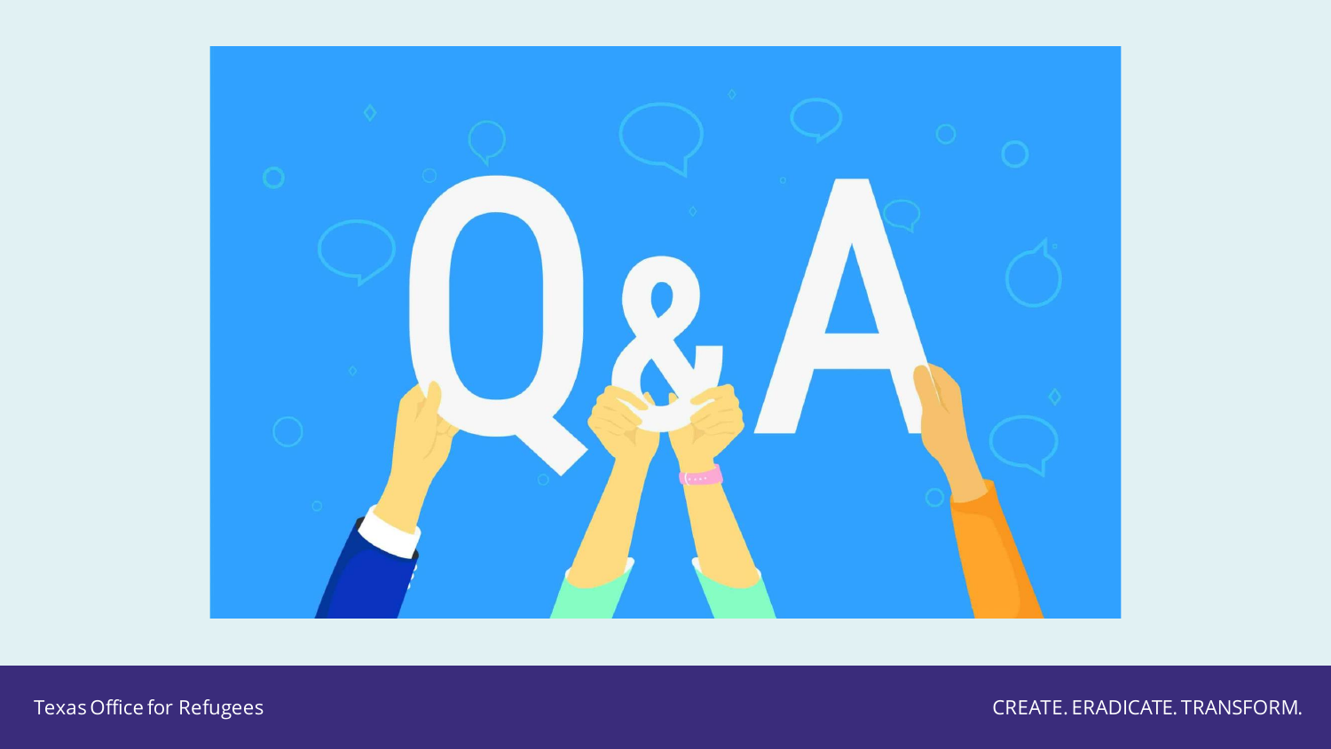# Q&A